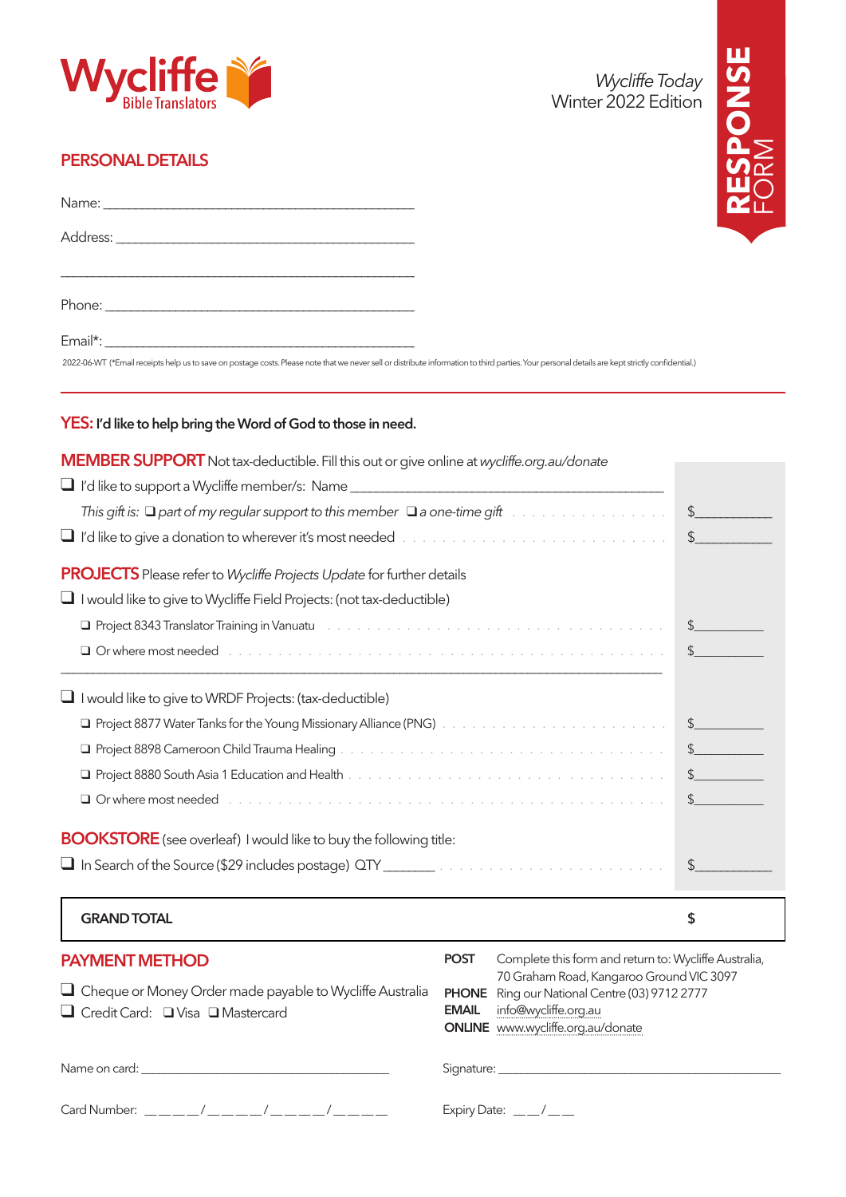Wycliffe Bible Translators

*Wycliffe Today*
Winter 2022 Edition

**RESPONSE** FORM

## PERSONAL DETAILS

Name: ____________________________________________

Address: __________________________________________

__________________________________________________

Phone: ____________________________________________

Email*: ____________________________________________

2022-06-WT (*Email receipts help us to save on postage costs. Please note that we never sell or distribute information to third parties. Your personal details are kept strictly confidential.)

---

**YES: I'd like to help bring the Word of God to those in need.**

## MEMBER SUPPORT

Not tax-deductible. Fill this out or give online at *wycliffe.org.au/donate*

- ❑ I'd like to support a Wycliffe member/s: Name ____________________________________________
  - *This gift is:* ❑ *part of my regular support to this member* ❑ *a one-time gift* . . . . . . . . . . . . $__________
- ❑ I'd like to give a donation to wherever it's most needed . . . . . . . . . . . . . . . . . . . . . . $__________

## PROJECTS

Please refer to *Wycliffe Projects Update* for further details

- ❑ I would like to give to Wycliffe Field Projects: (not tax-deductible)
  - ❑ Project 8343 Translator Training in Vanuatu . . . . . . . . . . . . . . . . . . . . . . . . $__________
  - ❑ Or where most needed . . . . . . . . . . . . . . . . . . . . . . . . . . . . . . . . . . . $__________

- ❑ I would like to give to WRDF Projects: (tax-deductible)
  - ❑ Project 8877 Water Tanks for the Young Missionary Alliance (PNG) . . . . . . . . . . . . $__________
  - ❑ Project 8898 Cameroon Child Trauma Healing . . . . . . . . . . . . . . . . . . . . . . $__________
  - ❑ Project 8880 South Asia 1 Education and Health . . . . . . . . . . . . . . . . . . . . . $__________
  - ❑ Or where most needed . . . . . . . . . . . . . . . . . . . . . . . . . . . . . . . . . . . $__________

## BOOKSTORE

(see overleaf) I would like to buy the following title:

- ❑ In Search of the Source ($29 includes postage) QTY _______ . . . . . . . . . . . . . . . . . $__________

| GRAND TOTAL | $ |
|---|---|

## PAYMENT METHOD

- ❑ Cheque or Money Order made payable to Wycliffe Australia
- ❑ Credit Card: ❑ Visa ❑ Mastercard

**POST** Complete this form and return to: Wycliffe Australia, 70 Graham Road, Kangaroo Ground VIC 3097

**PHONE** Ring our National Centre (03) 9712 2777

**EMAIL** info@wycliffe.org.au

**ONLINE** www.wycliffe.org.au/donate

Name on card: ____________________________________

Signature: ____________________________________

Card Number: ____/____/____/____

Expiry Date: ___/___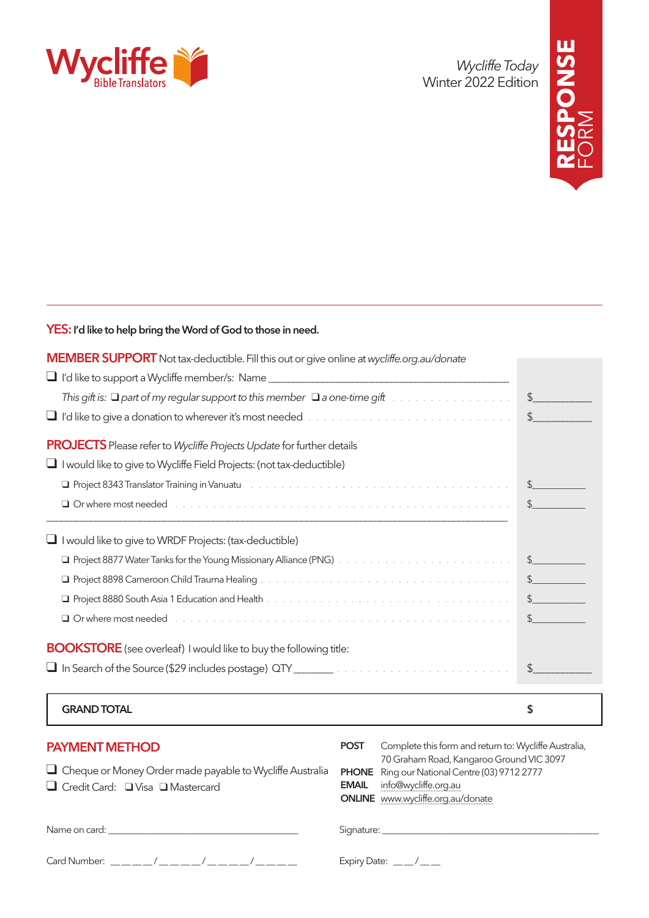Wycliffe Bible Translators

*Wycliffe Today*
Winter 2022 Edition

**RESPONSE** FORM

**YES: I'd like to help bring the Word of God to those in need.**

**MEMBER SUPPORT** Not tax-deductible. Fill this out or give online at *wycliffe.org.au/donate*

❑ I'd like to support a Wycliffe member/s: Name ______________________________

*This gift is:* ❑ *part of my regular support to this member* ❑ *a one-time gift* . . . . . . . . $__________

❑ I'd like to give a donation to wherever it's most needed . . . . . . . . $__________

**PROJECTS** Please refer to *Wycliffe Projects Update* for further details

❑ I would like to give to Wycliffe Field Projects: (not tax-deductible)

❑ Project 8343 Translator Training in Vanuatu . . . . . . . . $__________

❑ Or where most needed . . . . . . . . $__________

❑ I would like to give to WRDF Projects: (tax-deductible)

❑ Project 8877 Water Tanks for the Young Missionary Alliance (PNG) . . . . . . . . $__________

❑ Project 8898 Cameroon Child Trauma Healing . . . . . . . . $__________

❑ Project 8880 South Asia 1 Education and Health . . . . . . . . $__________

❑ Or where most needed . . . . . . . . $__________

**BOOKSTORE** (see overleaf) I would like to buy the following title:

❑ In Search of the Source ($29 includes postage) QTY _______ . . . . . . . . $__________

**GRAND TOTAL** $

**PAYMENT METHOD**

❑ Cheque or Money Order made payable to Wycliffe Australia

❑ Credit Card: ❑ Visa ❑ Mastercard

**POST** Complete this form and return to: Wycliffe Australia, 70 Graham Road, Kangaroo Ground VIC 3097

**PHONE** Ring our National Centre (03) 9712 2777

**EMAIL** info@wycliffe.org.au

**ONLINE** www.wycliffe.org.au/donate

Name on card: ______________________________

Signature: ______________________________

Card Number: ____/____/____/____

Expiry Date: __/__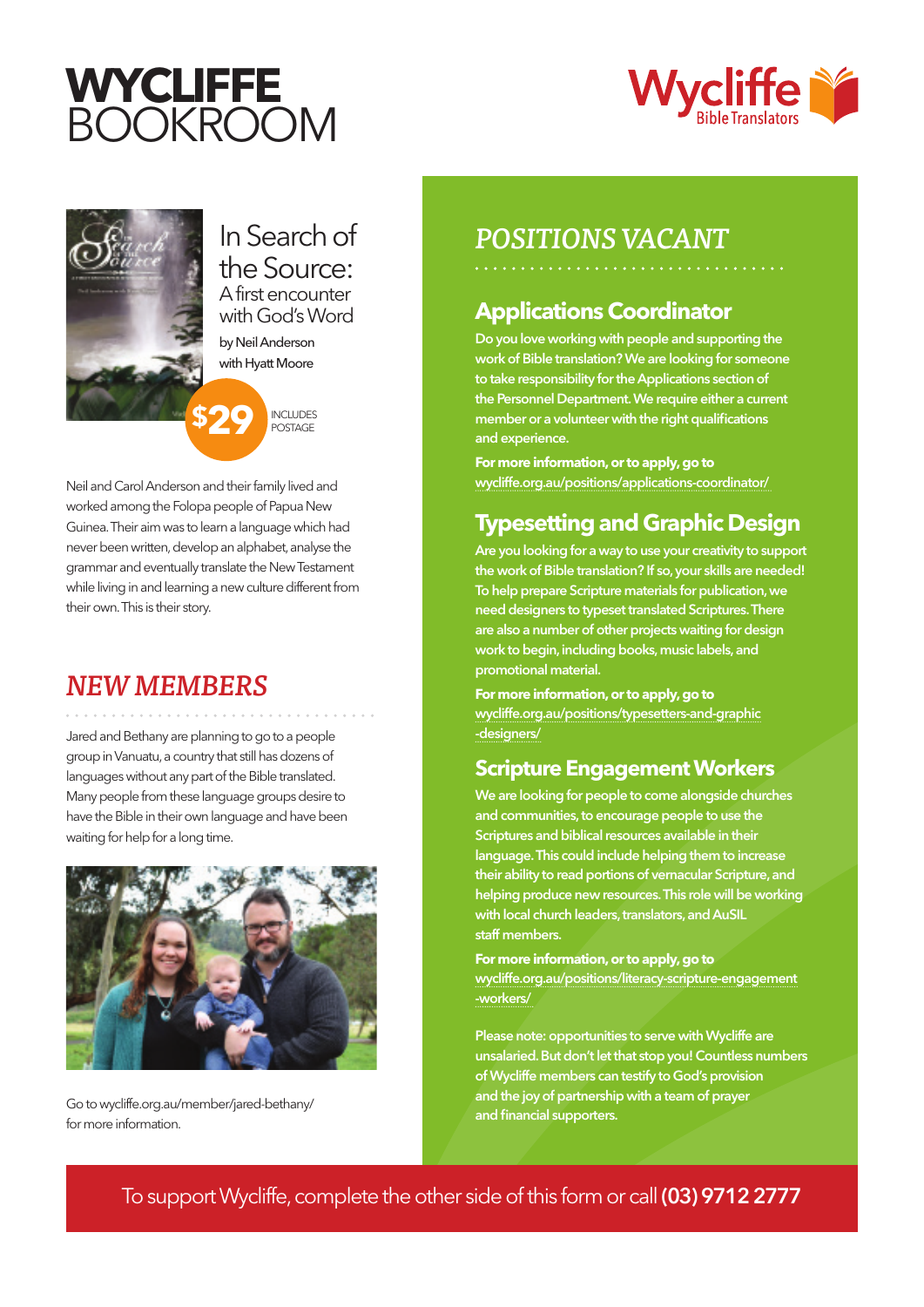# WYCLIFFE BOOKROOM

Wycliffe Bible Translators

## In Search of the Source: A first encounter with God's Word

by Neil Anderson
with Hyatt Moore

**$29** INCLUDES POSTAGE

Neil and Carol Anderson and their family lived and worked among the Folopa people of Papua New Guinea. Their aim was to learn a language which had never been written, develop an alphabet, analyse the grammar and eventually translate the New Testament while living in and learning a new culture different from their own. This is their story.

## *NEW MEMBERS*

Jared and Bethany are planning to go to a people group in Vanuatu, a country that still has dozens of languages without any part of the Bible translated. Many people from these language groups desire to have the Bible in their own language and have been waiting for help for a long time.

Go to wycliffe.org.au/member/jared-bethany/ for more information.

## *POSITIONS VACANT*

### Applications Coordinator

Do you love working with people and supporting the work of Bible translation? We are looking for someone to take responsibility for the Applications section of the Personnel Department. We require either a current member or a volunteer with the right qualifications and experience.

**For more information, or to apply, go to**
wycliffe.org.au/positions/applications-coordinator/

### Typesetting and Graphic Design

Are you looking for a way to use your creativity to support the work of Bible translation? If so, your skills are needed! To help prepare Scripture materials for publication, we need designers to typeset translated Scriptures. There are also a number of other projects waiting for design work to begin, including books, music labels, and promotional material.

**For more information, or to apply, go to**
wycliffe.org.au/positions/typesetters-and-graphic-designers/

### Scripture Engagement Workers

We are looking for people to come alongside churches and communities, to encourage people to use the Scriptures and biblical resources available in their language. This could include helping them to increase their ability to read portions of vernacular Scripture, and helping produce new resources. This role will be working with local church leaders, translators, and AuSIL staff members.

**For more information, or to apply, go to**
wycliffe.org.au/positions/literacy-scripture-engagement-workers/

Please note: opportunities to serve with Wycliffe are unsalaried. But don't let that stop you! Countless numbers of Wycliffe members can testify to God's provision and the joy of partnership with a team of prayer and financial supporters.

To support Wycliffe, complete the other side of this form or call **(03) 9712 2777**